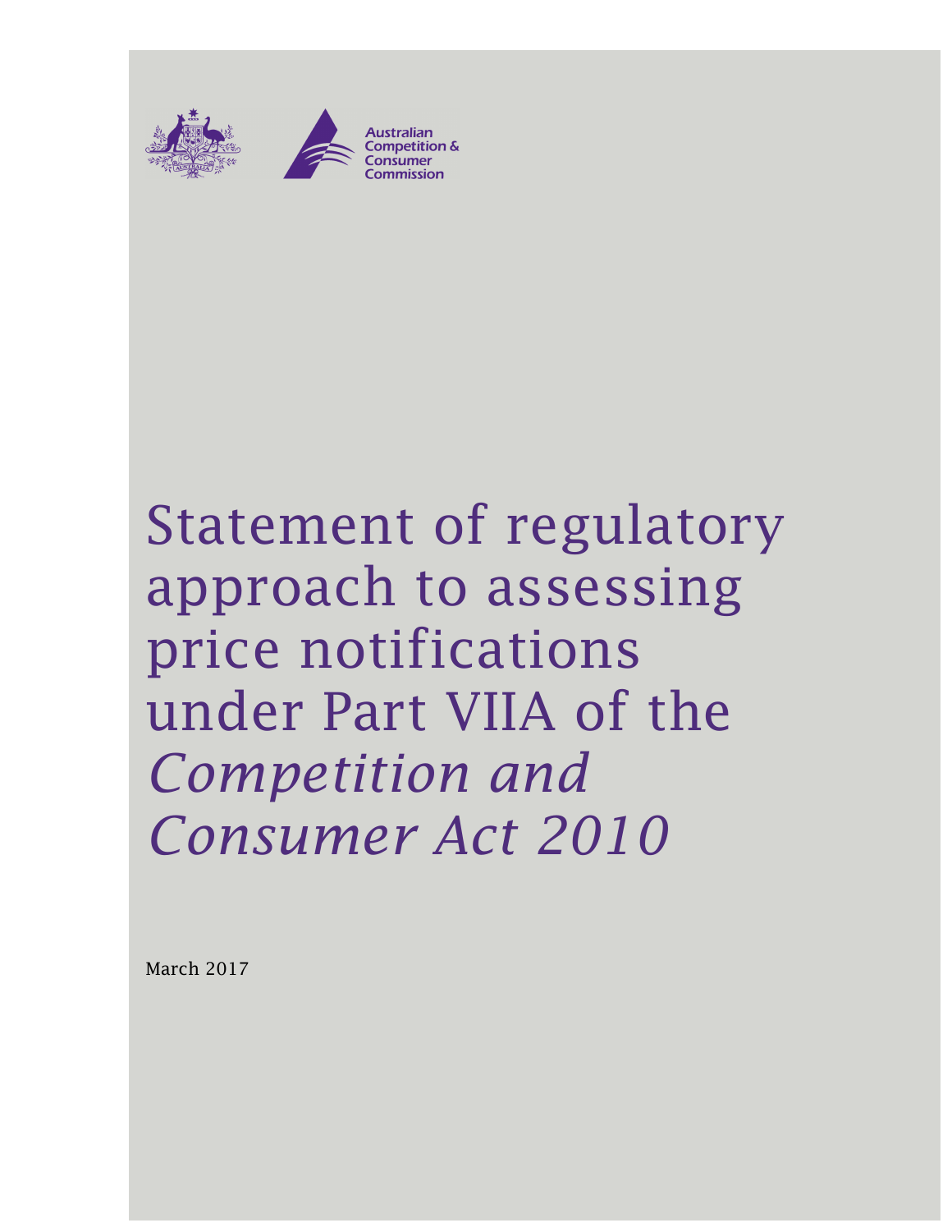Australian Competition & Consumer Commission

# Statement of regulatory approach to assessing price notifications under Part VIIA of the *Competition and Consumer Act 2010*

March 2017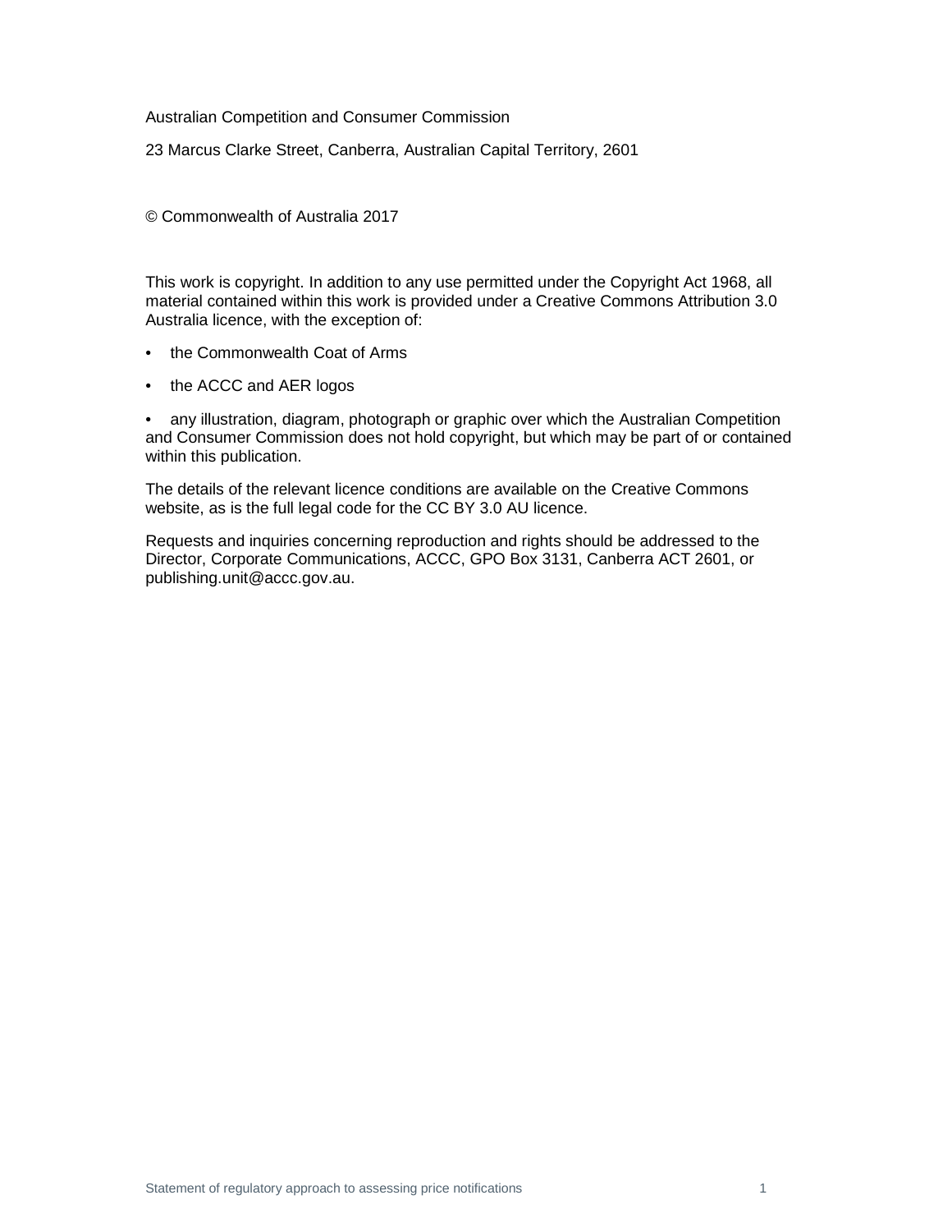Australian Competition and Consumer Commission

23 Marcus Clarke Street, Canberra, Australian Capital Territory, 2601

© Commonwealth of Australia 2017

This work is copyright. In addition to any use permitted under the Copyright Act 1968, all material contained within this work is provided under a Creative Commons Attribution 3.0 Australia licence, with the exception of:

- the Commonwealth Coat of Arms
- the ACCC and AER logos
- any illustration, diagram, photograph or graphic over which the Australian Competition and Consumer Commission does not hold copyright, but which may be part of or contained within this publication.

The details of the relevant licence conditions are available on the Creative Commons website, as is the full legal code for the CC BY 3.0 AU licence.

Requests and inquiries concerning reproduction and rights should be addressed to the Director, Corporate Communications, ACCC, GPO Box 3131, Canberra ACT 2601, or publishing.unit@accc.gov.au.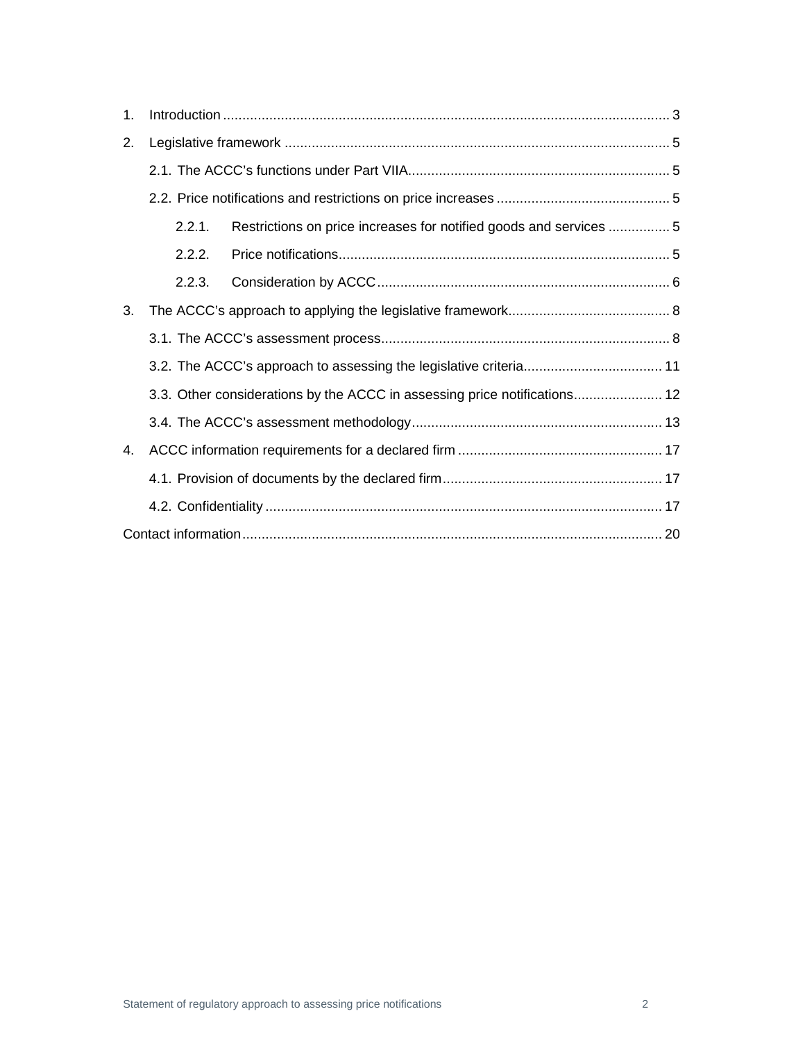1. Introduction ................................................................................................................. 3
2. Legislative framework .................................................................................................. 5
   - 2.1. The ACCC's functions under Part VIIA.................................................................. 5
   - 2.2. Price notifications and restrictions on price increases ............................................ 5
     - 2.2.1. Restrictions on price increases for notified goods and services ................ 5
     - 2.2.2. Price notifications..................................................................................... 5
     - 2.2.3. Consideration by ACCC ........................................................................... 6
3. The ACCC's approach to applying the legislative framework......................................... 8
   - 3.1. The ACCC's assessment process.......................................................................... 8
   - 3.2. The ACCC's approach to assessing the legislative criteria.................................... 11
   - 3.3. Other considerations by the ACCC in assessing price notifications....................... 12
   - 3.4. The ACCC's assessment methodology................................................................. 13
4. ACCC information requirements for a declared firm .................................................... 17
   - 4.1. Provision of documents by the declared firm......................................................... 17
   - 4.2. Confidentiality ...................................................................................................... 17

Contact information........................................................................................................... 20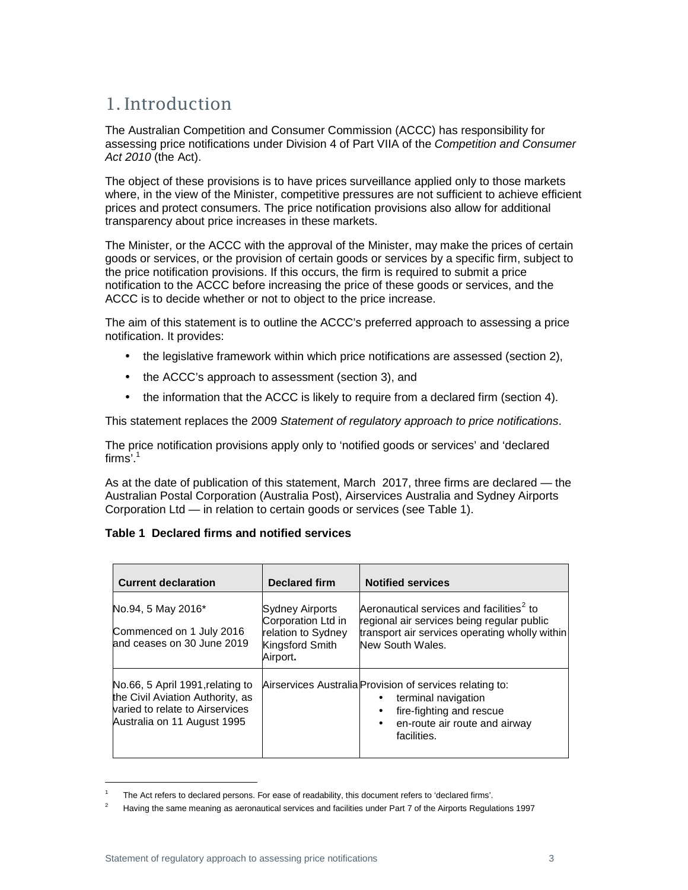# 1. Introduction

The Australian Competition and Consumer Commission (ACCC) has responsibility for assessing price notifications under Division 4 of Part VIIA of the *Competition and Consumer Act 2010* (the Act).

The object of these provisions is to have prices surveillance applied only to those markets where, in the view of the Minister, competitive pressures are not sufficient to achieve efficient prices and protect consumers. The price notification provisions also allow for additional transparency about price increases in these markets.

The Minister, or the ACCC with the approval of the Minister, may make the prices of certain goods or services, or the provision of certain goods or services by a specific firm, subject to the price notification provisions. If this occurs, the firm is required to submit a price notification to the ACCC before increasing the price of these goods or services, and the ACCC is to decide whether or not to object to the price increase.

The aim of this statement is to outline the ACCC's preferred approach to assessing a price notification. It provides:

- the legislative framework within which price notifications are assessed (section 2),
- the ACCC's approach to assessment (section 3), and
- the information that the ACCC is likely to require from a declared firm (section 4).

This statement replaces the 2009 *Statement of regulatory approach to price notifications*.

The price notification provisions apply only to 'notified goods or services' and 'declared firms'.[1]

As at the date of publication of this statement, March 2017, three firms are declared — the Australian Postal Corporation (Australia Post), Airservices Australia and Sydney Airports Corporation Ltd — in relation to certain goods or services (see Table 1).

**Table 1 Declared firms and notified services**

| Current declaration | Declared firm | Notified services |
| --- | --- | --- |
| No.94, 5 May 2016*<br><br>Commenced on 1 July 2016 and ceases on 30 June 2019 | Sydney Airports Corporation Ltd in relation to Sydney Kingsford Smith Airport**.** | Aeronautical services and facilities[2] to regional air services being regular public transport air services operating wholly within New South Wales. |
| No.66, 5 April 1991, relating to the Civil Aviation Authority, as varied to relate to Airservices Australia on 11 August 1995 | Airservices Australia | Provision of services relating to:<br>• terminal navigation<br>• fire-fighting and rescue<br>• en-route air route and airway facilities. |

[1] The Act refers to declared persons. For ease of readability, this document refers to 'declared firms'.

[2] Having the same meaning as aeronautical services and facilities under Part 7 of the Airports Regulations 1997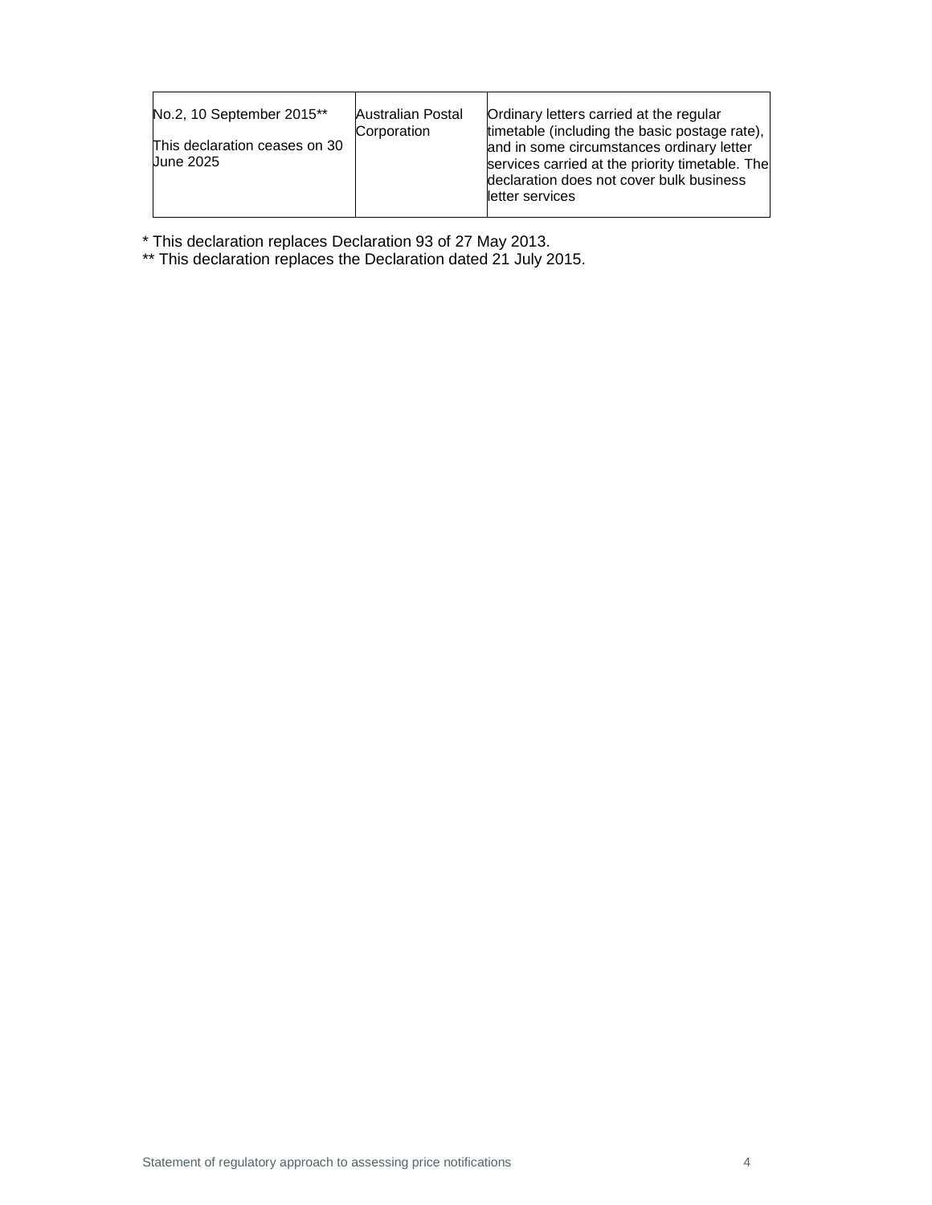| | | |
|---|---|---|
| No.2, 10 September 2015**<br><br>This declaration ceases on 30 June 2025 | Australian Postal Corporation | Ordinary letters carried at the regular timetable (including the basic postage rate), and in some circumstances ordinary letter services carried at the priority timetable. The declaration does not cover bulk business letter services |

* This declaration replaces Declaration 93 of 27 May 2013.

** This declaration replaces the Declaration dated 21 July 2015.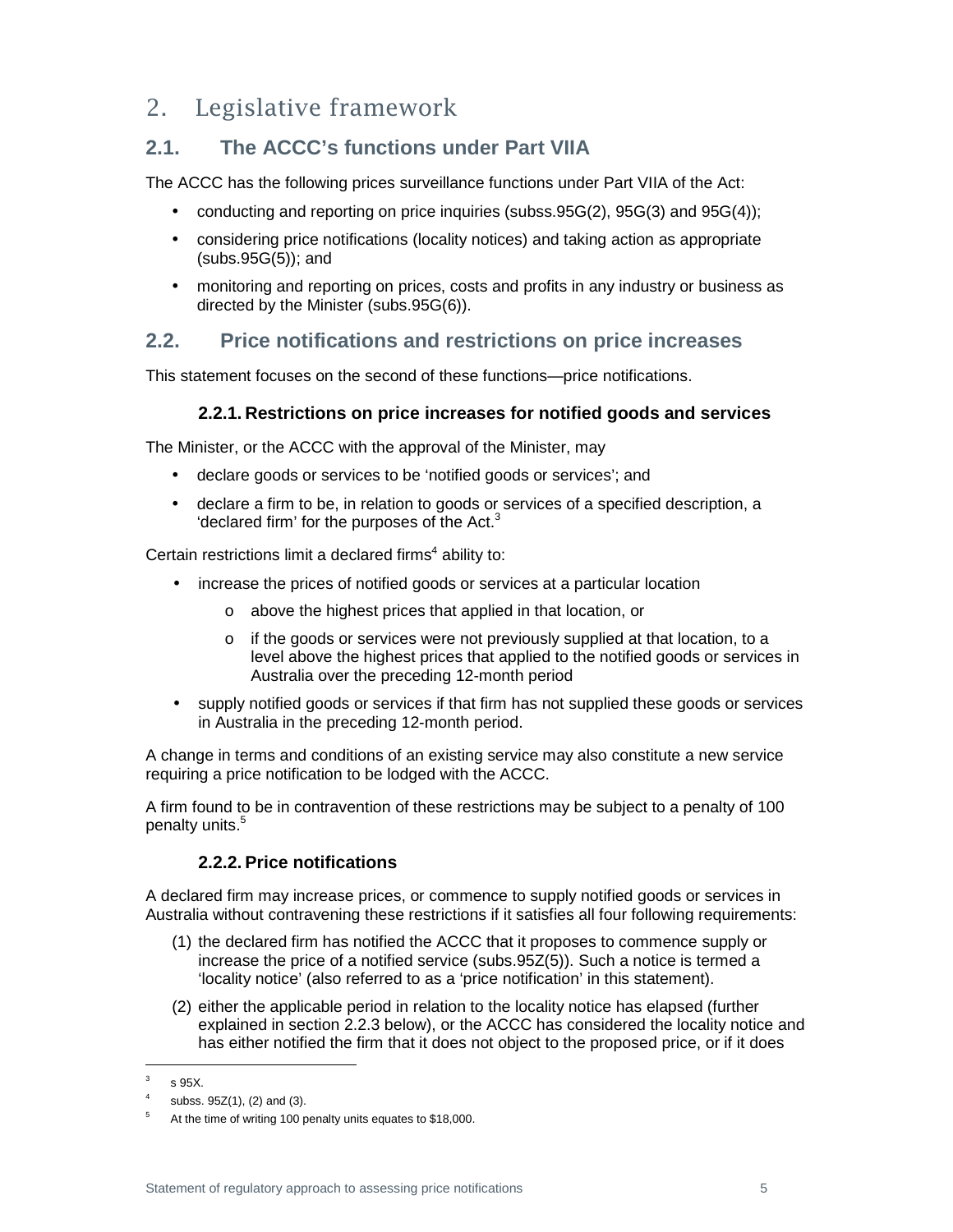# 2. Legislative framework

## 2.1. The ACCC's functions under Part VIIA

The ACCC has the following prices surveillance functions under Part VIIA of the Act:

- conducting and reporting on price inquiries (subss.95G(2), 95G(3) and 95G(4));
- considering price notifications (locality notices) and taking action as appropriate (subs.95G(5)); and
- monitoring and reporting on prices, costs and profits in any industry or business as directed by the Minister (subs.95G(6)).

## 2.2. Price notifications and restrictions on price increases

This statement focuses on the second of these functions—price notifications.

### 2.2.1. Restrictions on price increases for notified goods and services

The Minister, or the ACCC with the approval of the Minister, may

- declare goods or services to be 'notified goods or services'; and
- declare a firm to be, in relation to goods or services of a specified description, a 'declared firm' for the purposes of the Act.[3]

Certain restrictions limit a declared firms[4] ability to:

- increase the prices of notified goods or services at a particular location
  - above the highest prices that applied in that location, or
  - if the goods or services were not previously supplied at that location, to a level above the highest prices that applied to the notified goods or services in Australia over the preceding 12-month period
- supply notified goods or services if that firm has not supplied these goods or services in Australia in the preceding 12-month period.

A change in terms and conditions of an existing service may also constitute a new service requiring a price notification to be lodged with the ACCC.

A firm found to be in contravention of these restrictions may be subject to a penalty of 100 penalty units.[5]

### 2.2.2. Price notifications

A declared firm may increase prices, or commence to supply notified goods or services in Australia without contravening these restrictions if it satisfies all four following requirements:

(1) the declared firm has notified the ACCC that it proposes to commence supply or increase the price of a notified service (subs.95Z(5)). Such a notice is termed a 'locality notice' (also referred to as a 'price notification' in this statement).

(2) either the applicable period in relation to the locality notice has elapsed (further explained in section 2.2.3 below), or the ACCC has considered the locality notice and has either notified the firm that it does not object to the proposed price, or if it does

---

[3] s 95X.

[4] subss. 95Z(1), (2) and (3).

[5] At the time of writing 100 penalty units equates to $18,000.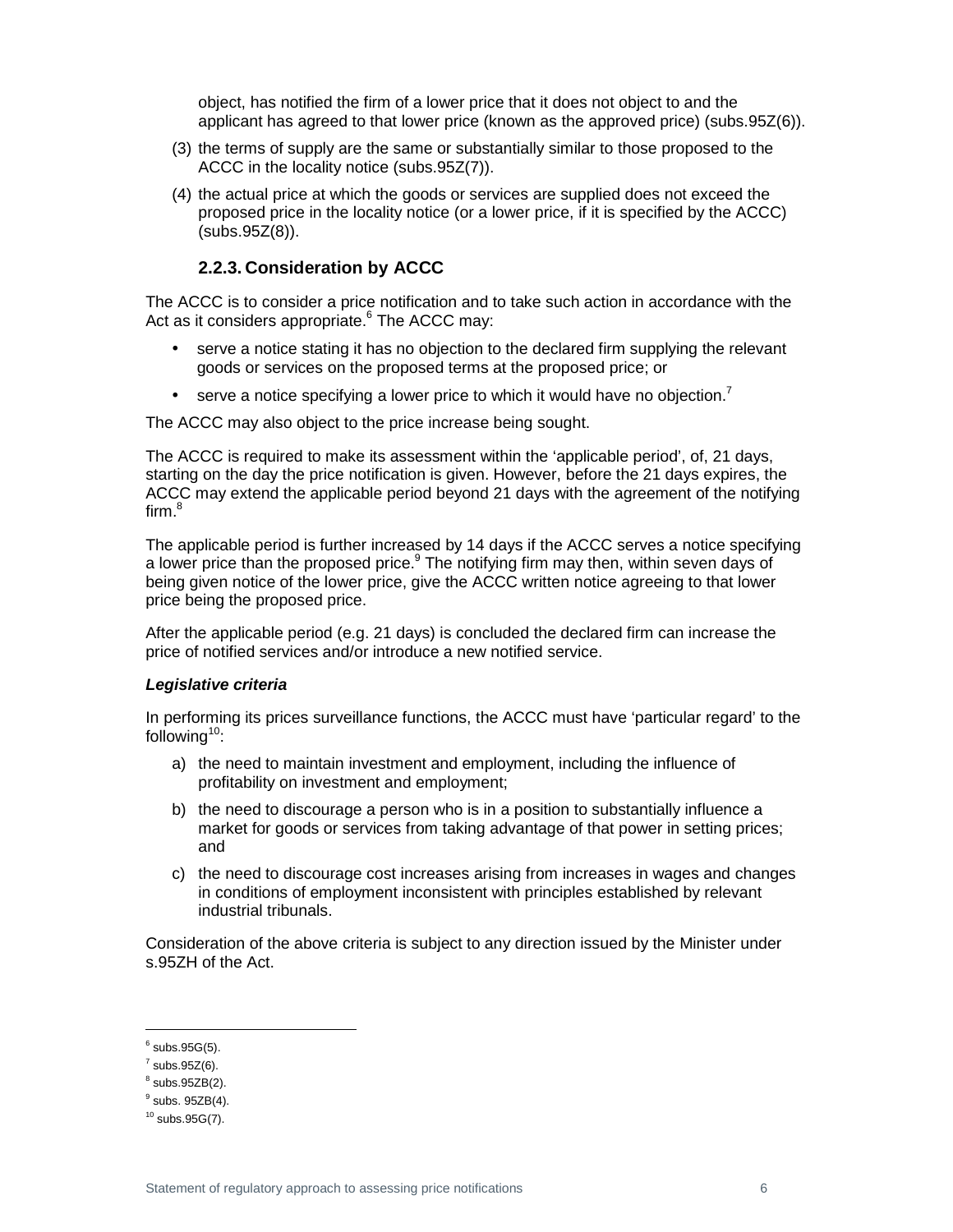object, has notified the firm of a lower price that it does not object to and the applicant has agreed to that lower price (known as the approved price) (subs.95Z(6)).

(3) the terms of supply are the same or substantially similar to those proposed to the ACCC in the locality notice (subs.95Z(7)).

(4) the actual price at which the goods or services are supplied does not exceed the proposed price in the locality notice (or a lower price, if it is specified by the ACCC) (subs.95Z(8)).

### 2.2.3. Consideration by ACCC

The ACCC is to consider a price notification and to take such action in accordance with the Act as it considers appropriate.[6] The ACCC may:

- serve a notice stating it has no objection to the declared firm supplying the relevant goods or services on the proposed terms at the proposed price; or
- serve a notice specifying a lower price to which it would have no objection.[7]

The ACCC may also object to the price increase being sought.

The ACCC is required to make its assessment within the 'applicable period', of, 21 days, starting on the day the price notification is given. However, before the 21 days expires, the ACCC may extend the applicable period beyond 21 days with the agreement of the notifying firm.[8]

The applicable period is further increased by 14 days if the ACCC serves a notice specifying a lower price than the proposed price.[9] The notifying firm may then, within seven days of being given notice of the lower price, give the ACCC written notice agreeing to that lower price being the proposed price.

After the applicable period (e.g. 21 days) is concluded the declared firm can increase the price of notified services and/or introduce a new notified service.

***Legislative criteria***

In performing its prices surveillance functions, the ACCC must have 'particular regard' to the following[10]:

a) the need to maintain investment and employment, including the influence of profitability on investment and employment;

b) the need to discourage a person who is in a position to substantially influence a market for goods or services from taking advantage of that power in setting prices; and

c) the need to discourage cost increases arising from increases in wages and changes in conditions of employment inconsistent with principles established by relevant industrial tribunals.

Consideration of the above criteria is subject to any direction issued by the Minister under s.95ZH of the Act.

---

[6] subs.95G(5).

[7] subs.95Z(6).

[8] subs.95ZB(2).

[9] subs. 95ZB(4).

[10] subs.95G(7).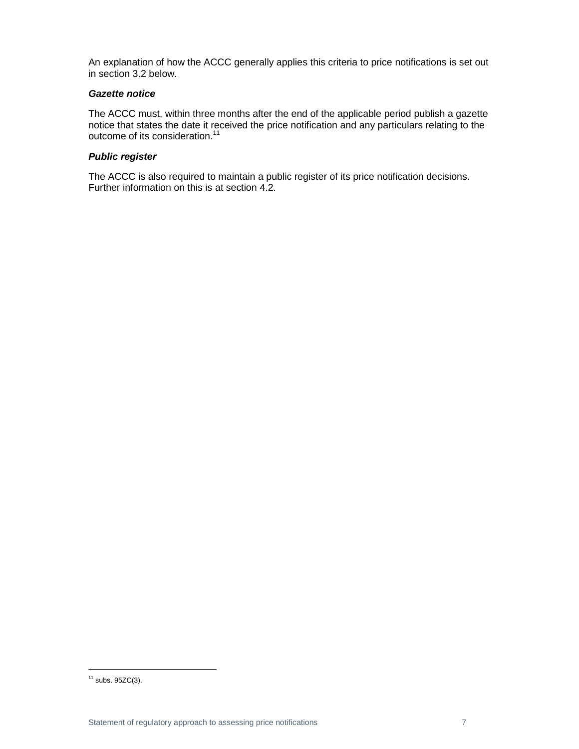An explanation of how the ACCC generally applies this criteria to price notifications is set out in section 3.2 below.

***Gazette notice***

The ACCC must, within three months after the end of the applicable period publish a gazette notice that states the date it received the price notification and any particulars relating to the outcome of its consideration.[11]

***Public register***

The ACCC is also required to maintain a public register of its price notification decisions. Further information on this is at section 4.2.

[11] subs. 95ZC(3).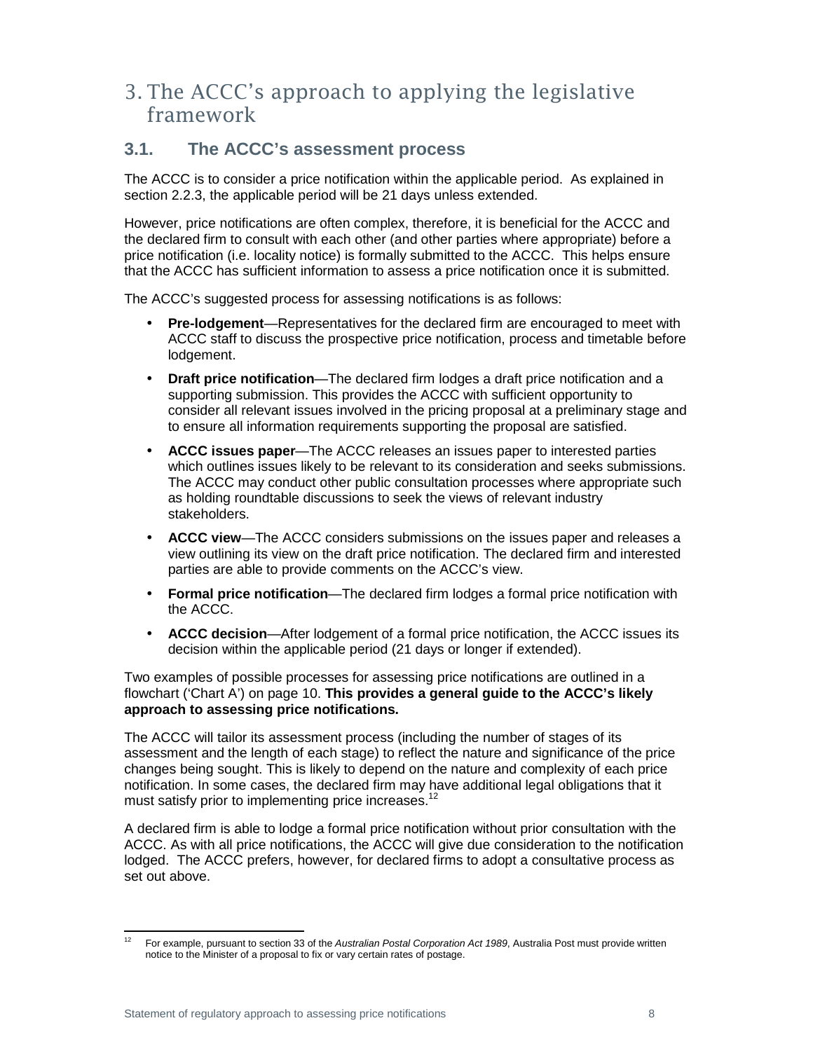# 3. The ACCC's approach to applying the legislative framework

## 3.1. The ACCC's assessment process

The ACCC is to consider a price notification within the applicable period. As explained in section 2.2.3, the applicable period will be 21 days unless extended.

However, price notifications are often complex, therefore, it is beneficial for the ACCC and the declared firm to consult with each other (and other parties where appropriate) before a price notification (i.e. locality notice) is formally submitted to the ACCC. This helps ensure that the ACCC has sufficient information to assess a price notification once it is submitted.

The ACCC's suggested process for assessing notifications is as follows:

- **Pre-lodgement**—Representatives for the declared firm are encouraged to meet with ACCC staff to discuss the prospective price notification, process and timetable before lodgement.
- **Draft price notification**—The declared firm lodges a draft price notification and a supporting submission. This provides the ACCC with sufficient opportunity to consider all relevant issues involved in the pricing proposal at a preliminary stage and to ensure all information requirements supporting the proposal are satisfied.
- **ACCC issues paper**—The ACCC releases an issues paper to interested parties which outlines issues likely to be relevant to its consideration and seeks submissions. The ACCC may conduct other public consultation processes where appropriate such as holding roundtable discussions to seek the views of relevant industry stakeholders.
- **ACCC view**—The ACCC considers submissions on the issues paper and releases a view outlining its view on the draft price notification. The declared firm and interested parties are able to provide comments on the ACCC's view.
- **Formal price notification**—The declared firm lodges a formal price notification with the ACCC.
- **ACCC decision**—After lodgement of a formal price notification, the ACCC issues its decision within the applicable period (21 days or longer if extended).

Two examples of possible processes for assessing price notifications are outlined in a flowchart ('Chart A') on page 10. **This provides a general guide to the ACCC's likely approach to assessing price notifications.**

The ACCC will tailor its assessment process (including the number of stages of its assessment and the length of each stage) to reflect the nature and significance of the price changes being sought. This is likely to depend on the nature and complexity of each price notification. In some cases, the declared firm may have additional legal obligations that it must satisfy prior to implementing price increases.[12]

A declared firm is able to lodge a formal price notification without prior consultation with the ACCC. As with all price notifications, the ACCC will give due consideration to the notification lodged. The ACCC prefers, however, for declared firms to adopt a consultative process as set out above.

---

[12] For example, pursuant to section 33 of the *Australian Postal Corporation Act 1989*, Australia Post must provide written notice to the Minister of a proposal to fix or vary certain rates of postage.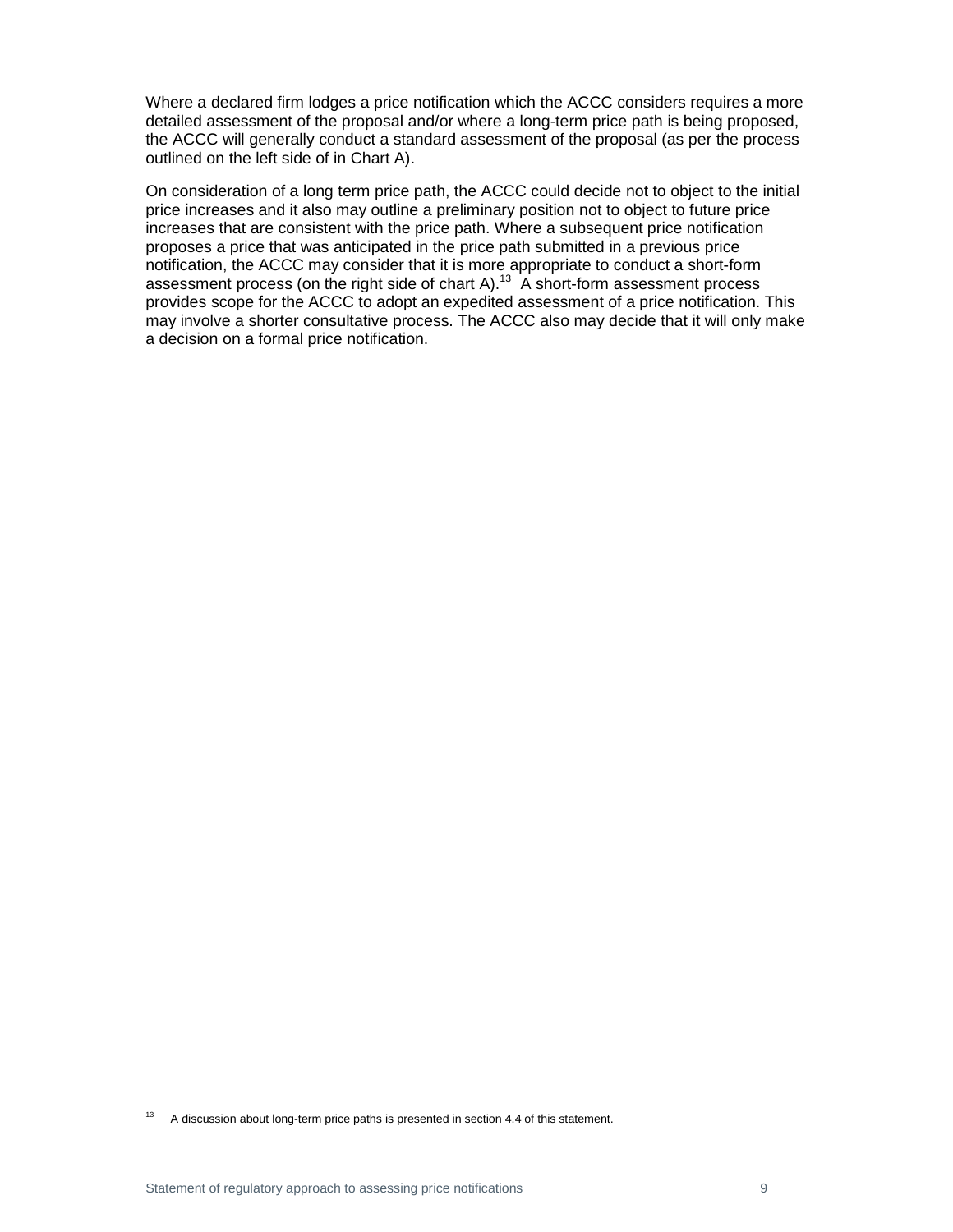Where a declared firm lodges a price notification which the ACCC considers requires a more detailed assessment of the proposal and/or where a long-term price path is being proposed, the ACCC will generally conduct a standard assessment of the proposal (as per the process outlined on the left side of in Chart A).

On consideration of a long term price path, the ACCC could decide not to object to the initial price increases and it also may outline a preliminary position not to object to future price increases that are consistent with the price path. Where a subsequent price notification proposes a price that was anticipated in the price path submitted in a previous price notification, the ACCC may consider that it is more appropriate to conduct a short-form assessment process (on the right side of chart A).[13] A short-form assessment process provides scope for the ACCC to adopt an expedited assessment of a price notification. This may involve a shorter consultative process. The ACCC also may decide that it will only make a decision on a formal price notification.

---

[13] A discussion about long-term price paths is presented in section 4.4 of this statement.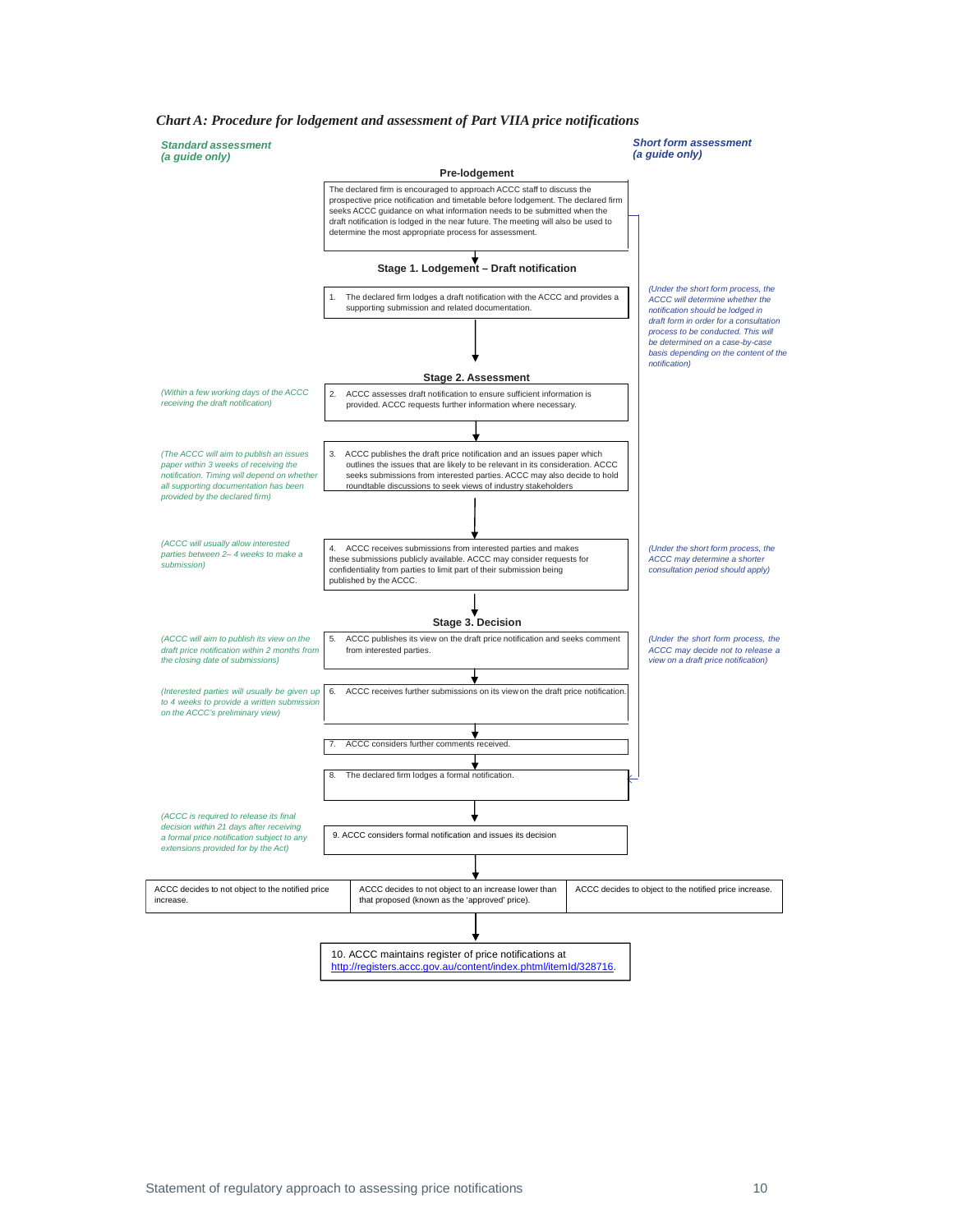*Chart A: Procedure for lodgement and assessment of Part VIIA price notifications*

***Standard assessment (a guide only)***

***Short form assessment (a guide only)***

**Pre-lodgement**

The declared firm is encouraged to approach ACCC staff to discuss the prospective price notification and timetable before lodgement. The declared firm seeks ACCC guidance on what information needs to be submitted when the draft notification is lodged in the near future. The meeting will also be used to determine the most appropriate process for assessment.

**Stage 1. Lodgement – Draft notification**

1. The declared firm lodges a draft notification with the ACCC and provides a supporting submission and related documentation.

*(Under the short form process, the ACCC will determine whether the notification should be lodged in draft form in order for a consultation process to be conducted. This will be determined on a case-by-case basis depending on the content of the notification)*

**Stage 2. Assessment**

*(Within a few working days of the ACCC receiving the draft notification)*

2. ACCC assesses draft notification to ensure sufficient information is provided. ACCC requests further information where necessary.

*(The ACCC will aim to publish an issues paper within 3 weeks of receiving the notification. Timing will depend on whether all supporting documentation has been provided by the declared firm)*

3. ACCC publishes the draft price notification and an issues paper which outlines the issues that are likely to be relevant in its consideration. ACCC seeks submissions from interested parties. ACCC may also decide to hold roundtable discussions to seek views of industry stakeholders

*(ACCC will usually allow interested parties between 2– 4 weeks to make a submission)*

4. ACCC receives submissions from interested parties and makes these submissions publicly available. ACCC may consider requests for confidentiality from parties to limit part of their submission being published by the ACCC.

*(Under the short form process, the ACCC may determine a shorter consultation period should apply)*

**Stage 3. Decision**

*(ACCC will aim to publish its view on the draft price notification within 2 months from the closing date of submissions)*

5. ACCC publishes its view on the draft price notification and seeks comment from interested parties.

*(Under the short form process, the ACCC may decide not to release a view on a draft price notification)*

*(Interested parties will usually be given up to 4 weeks to provide a written submission on the ACCC's preliminary view)*

6. ACCC receives further submissions on its view on the draft price notification.

7. ACCC considers further comments received.

8. The declared firm lodges a formal notification.

*(ACCC is required to release its final decision within 21 days after receiving a formal price notification subject to any extensions provided for by the Act)*

9. ACCC considers formal notification and issues its decision

| ACCC decides to not object to the notified price increase. | ACCC decides to not object to an increase lower than that proposed (known as the 'approved' price). | ACCC decides to object to the notified price increase. |
|---|---|---|

10. ACCC maintains register of price notifications at http://registers.accc.gov.au/content/index.phtml/itemId/328716.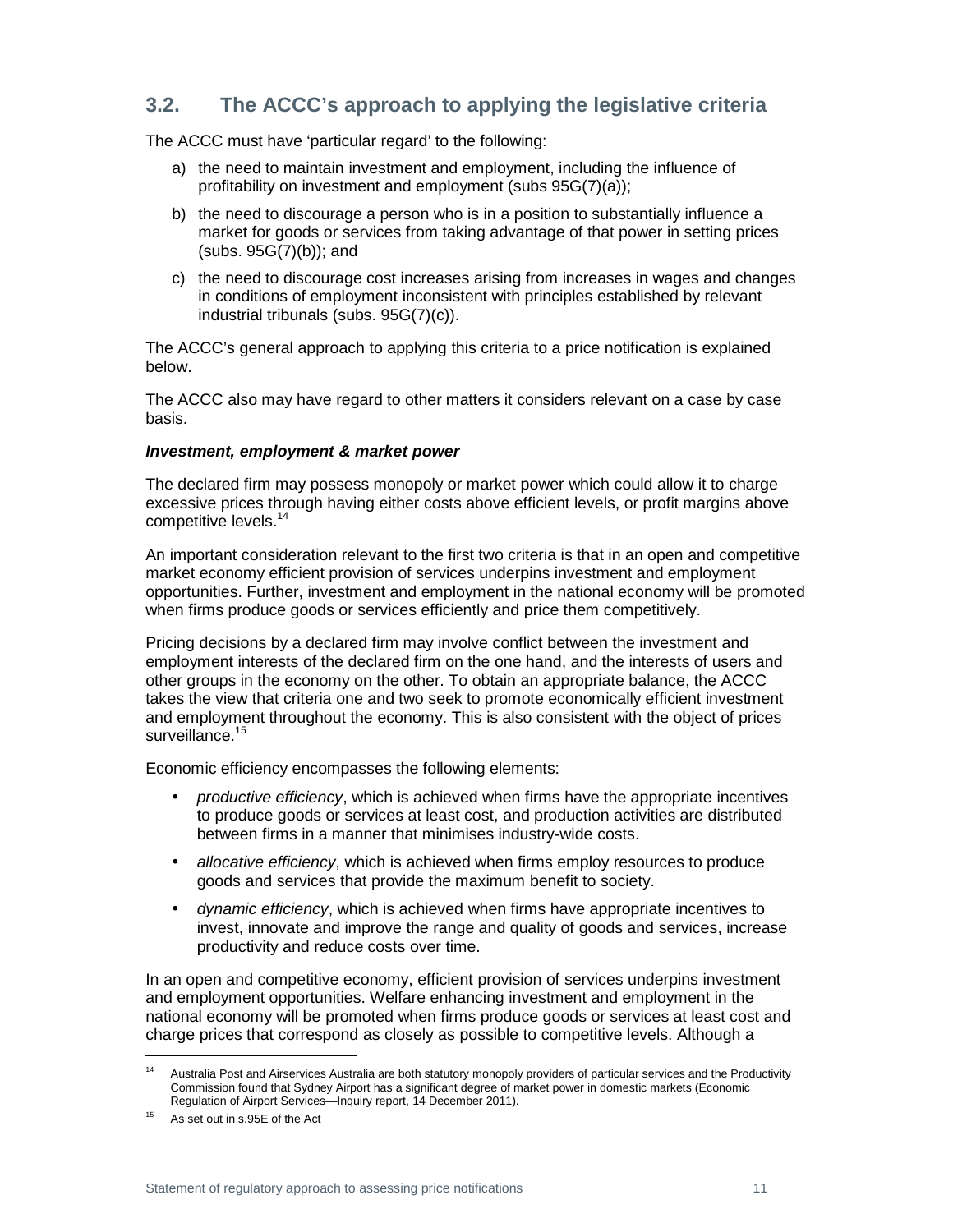## 3.2. The ACCC's approach to applying the legislative criteria

The ACCC must have 'particular regard' to the following:

a) the need to maintain investment and employment, including the influence of profitability on investment and employment (subs 95G(7)(a));

b) the need to discourage a person who is in a position to substantially influence a market for goods or services from taking advantage of that power in setting prices (subs. 95G(7)(b)); and

c) the need to discourage cost increases arising from increases in wages and changes in conditions of employment inconsistent with principles established by relevant industrial tribunals (subs. 95G(7)(c)).

The ACCC's general approach to applying this criteria to a price notification is explained below.

The ACCC also may have regard to other matters it considers relevant on a case by case basis.

***Investment, employment & market power***

The declared firm may possess monopoly or market power which could allow it to charge excessive prices through having either costs above efficient levels, or profit margins above competitive levels.[14]

An important consideration relevant to the first two criteria is that in an open and competitive market economy efficient provision of services underpins investment and employment opportunities. Further, investment and employment in the national economy will be promoted when firms produce goods or services efficiently and price them competitively.

Pricing decisions by a declared firm may involve conflict between the investment and employment interests of the declared firm on the one hand, and the interests of users and other groups in the economy on the other. To obtain an appropriate balance, the ACCC takes the view that criteria one and two seek to promote economically efficient investment and employment throughout the economy. This is also consistent with the object of prices surveillance.[15]

Economic efficiency encompasses the following elements:

- *productive efficiency*, which is achieved when firms have the appropriate incentives to produce goods or services at least cost, and production activities are distributed between firms in a manner that minimises industry-wide costs.
- *allocative efficiency*, which is achieved when firms employ resources to produce goods and services that provide the maximum benefit to society.
- *dynamic efficiency*, which is achieved when firms have appropriate incentives to invest, innovate and improve the range and quality of goods and services, increase productivity and reduce costs over time.

In an open and competitive economy, efficient provision of services underpins investment and employment opportunities. Welfare enhancing investment and employment in the national economy will be promoted when firms produce goods or services at least cost and charge prices that correspond as closely as possible to competitive levels. Although a

---

[14] Australia Post and Airservices Australia are both statutory monopoly providers of particular services and the Productivity Commission found that Sydney Airport has a significant degree of market power in domestic markets (Economic Regulation of Airport Services—Inquiry report, 14 December 2011).

[15] As set out in s.95E of the Act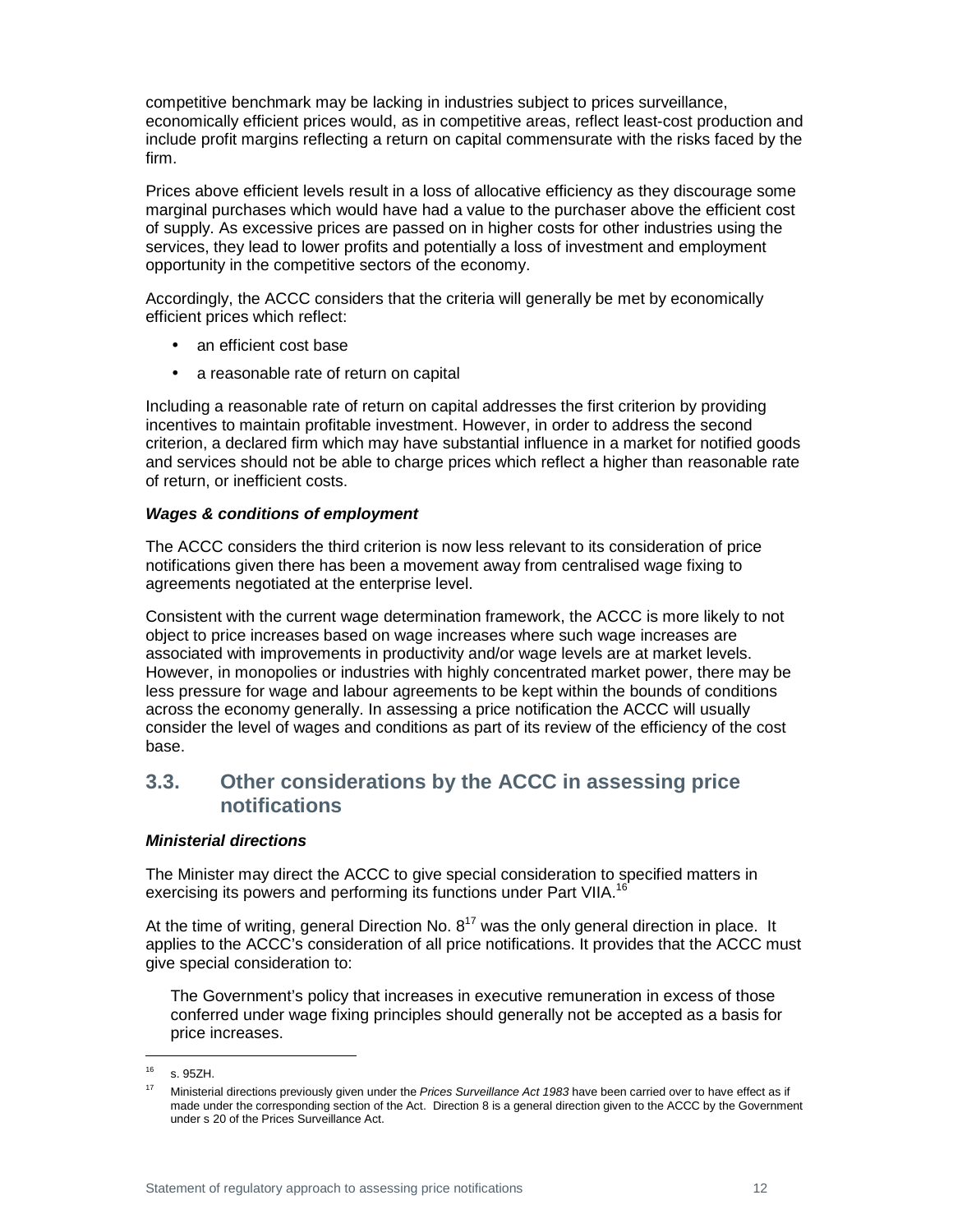competitive benchmark may be lacking in industries subject to prices surveillance, economically efficient prices would, as in competitive areas, reflect least-cost production and include profit margins reflecting a return on capital commensurate with the risks faced by the firm.

Prices above efficient levels result in a loss of allocative efficiency as they discourage some marginal purchases which would have had a value to the purchaser above the efficient cost of supply. As excessive prices are passed on in higher costs for other industries using the services, they lead to lower profits and potentially a loss of investment and employment opportunity in the competitive sectors of the economy.

Accordingly, the ACCC considers that the criteria will generally be met by economically efficient prices which reflect:

- an efficient cost base
- a reasonable rate of return on capital

Including a reasonable rate of return on capital addresses the first criterion by providing incentives to maintain profitable investment. However, in order to address the second criterion, a declared firm which may have substantial influence in a market for notified goods and services should not be able to charge prices which reflect a higher than reasonable rate of return, or inefficient costs.

***Wages & conditions of employment***

The ACCC considers the third criterion is now less relevant to its consideration of price notifications given there has been a movement away from centralised wage fixing to agreements negotiated at the enterprise level.

Consistent with the current wage determination framework, the ACCC is more likely to not object to price increases based on wage increases where such wage increases are associated with improvements in productivity and/or wage levels are at market levels. However, in monopolies or industries with highly concentrated market power, there may be less pressure for wage and labour agreements to be kept within the bounds of conditions across the economy generally. In assessing a price notification the ACCC will usually consider the level of wages and conditions as part of its review of the efficiency of the cost base.

## 3.3. Other considerations by the ACCC in assessing price notifications

***Ministerial directions***

The Minister may direct the ACCC to give special consideration to specified matters in exercising its powers and performing its functions under Part VIIA.[16]

At the time of writing, general Direction No. 8[17] was the only general direction in place. It applies to the ACCC's consideration of all price notifications. It provides that the ACCC must give special consideration to:

> The Government's policy that increases in executive remuneration in excess of those conferred under wage fixing principles should generally not be accepted as a basis for price increases.

---

[16] s. 95ZH.

[17] Ministerial directions previously given under the *Prices Surveillance Act 1983* have been carried over to have effect as if made under the corresponding section of the Act. Direction 8 is a general direction given to the ACCC by the Government under s 20 of the Prices Surveillance Act.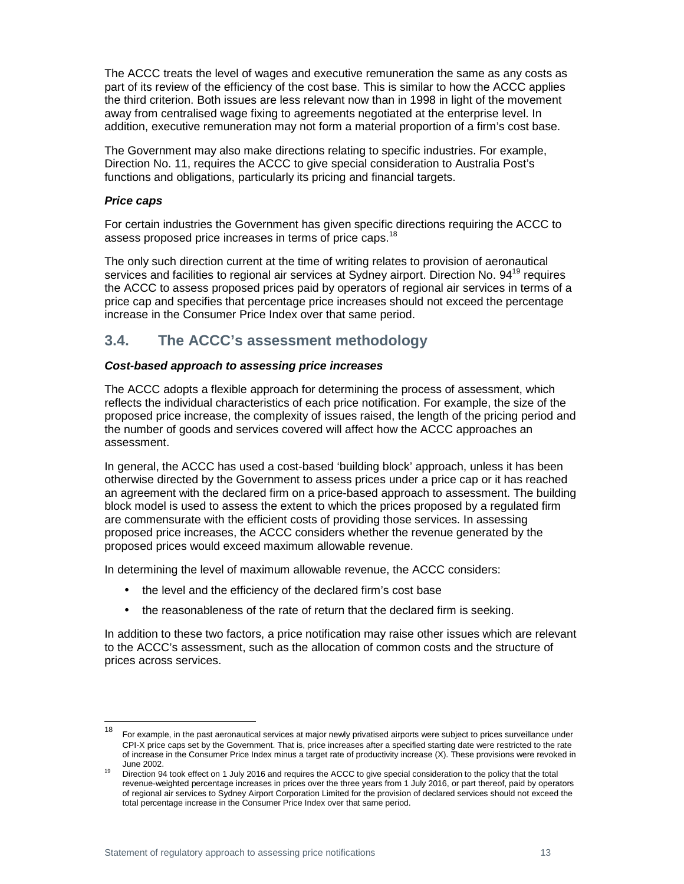The ACCC treats the level of wages and executive remuneration the same as any costs as part of its review of the efficiency of the cost base. This is similar to how the ACCC applies the third criterion. Both issues are less relevant now than in 1998 in light of the movement away from centralised wage fixing to agreements negotiated at the enterprise level. In addition, executive remuneration may not form a material proportion of a firm's cost base.

The Government may also make directions relating to specific industries. For example, Direction No. 11, requires the ACCC to give special consideration to Australia Post's functions and obligations, particularly its pricing and financial targets.

***Price caps***

For certain industries the Government has given specific directions requiring the ACCC to assess proposed price increases in terms of price caps.[18]

The only such direction current at the time of writing relates to provision of aeronautical services and facilities to regional air services at Sydney airport. Direction No. 94[19] requires the ACCC to assess proposed prices paid by operators of regional air services in terms of a price cap and specifies that percentage price increases should not exceed the percentage increase in the Consumer Price Index over that same period.

## 3.4. The ACCC's assessment methodology

***Cost-based approach to assessing price increases***

The ACCC adopts a flexible approach for determining the process of assessment, which reflects the individual characteristics of each price notification. For example, the size of the proposed price increase, the complexity of issues raised, the length of the pricing period and the number of goods and services covered will affect how the ACCC approaches an assessment.

In general, the ACCC has used a cost-based 'building block' approach, unless it has been otherwise directed by the Government to assess prices under a price cap or it has reached an agreement with the declared firm on a price-based approach to assessment. The building block model is used to assess the extent to which the prices proposed by a regulated firm are commensurate with the efficient costs of providing those services. In assessing proposed price increases, the ACCC considers whether the revenue generated by the proposed prices would exceed maximum allowable revenue.

In determining the level of maximum allowable revenue, the ACCC considers:

- the level and the efficiency of the declared firm's cost base
- the reasonableness of the rate of return that the declared firm is seeking.

In addition to these two factors, a price notification may raise other issues which are relevant to the ACCC's assessment, such as the allocation of common costs and the structure of prices across services.

---

[18] For example, in the past aeronautical services at major newly privatised airports were subject to prices surveillance under CPI-X price caps set by the Government. That is, price increases after a specified starting date were restricted to the rate of increase in the Consumer Price Index minus a target rate of productivity increase (X). These provisions were revoked in June 2002.

[19] Direction 94 took effect on 1 July 2016 and requires the ACCC to give special consideration to the policy that the total revenue-weighted percentage increases in prices over the three years from 1 July 2016, or part thereof, paid by operators of regional air services to Sydney Airport Corporation Limited for the provision of declared services should not exceed the total percentage increase in the Consumer Price Index over that same period.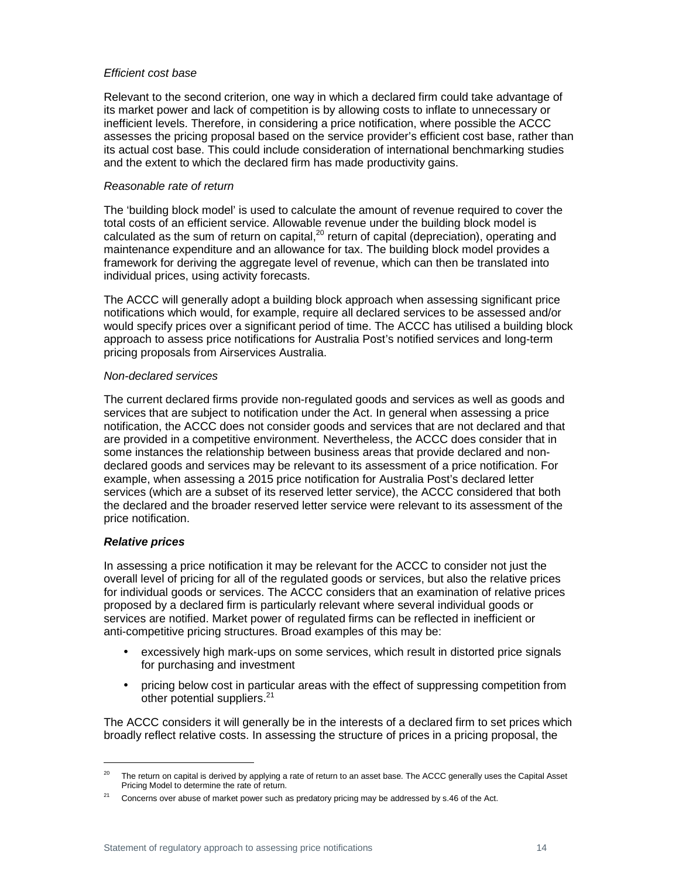*Efficient cost base*

Relevant to the second criterion, one way in which a declared firm could take advantage of its market power and lack of competition is by allowing costs to inflate to unnecessary or inefficient levels. Therefore, in considering a price notification, where possible the ACCC assesses the pricing proposal based on the service provider's efficient cost base, rather than its actual cost base. This could include consideration of international benchmarking studies and the extent to which the declared firm has made productivity gains.

*Reasonable rate of return*

The 'building block model' is used to calculate the amount of revenue required to cover the total costs of an efficient service. Allowable revenue under the building block model is calculated as the sum of return on capital,[20] return of capital (depreciation), operating and maintenance expenditure and an allowance for tax. The building block model provides a framework for deriving the aggregate level of revenue, which can then be translated into individual prices, using activity forecasts.

The ACCC will generally adopt a building block approach when assessing significant price notifications which would, for example, require all declared services to be assessed and/or would specify prices over a significant period of time. The ACCC has utilised a building block approach to assess price notifications for Australia Post's notified services and long-term pricing proposals from Airservices Australia.

*Non-declared services*

The current declared firms provide non-regulated goods and services as well as goods and services that are subject to notification under the Act. In general when assessing a price notification, the ACCC does not consider goods and services that are not declared and that are provided in a competitive environment. Nevertheless, the ACCC does consider that in some instances the relationship between business areas that provide declared and non-declared goods and services may be relevant to its assessment of a price notification. For example, when assessing a 2015 price notification for Australia Post's declared letter services (which are a subset of its reserved letter service), the ACCC considered that both the declared and the broader reserved letter service were relevant to its assessment of the price notification.

***Relative prices***

In assessing a price notification it may be relevant for the ACCC to consider not just the overall level of pricing for all of the regulated goods or services, but also the relative prices for individual goods or services. The ACCC considers that an examination of relative prices proposed by a declared firm is particularly relevant where several individual goods or services are notified. Market power of regulated firms can be reflected in inefficient or anti-competitive pricing structures. Broad examples of this may be:

- excessively high mark-ups on some services, which result in distorted price signals for purchasing and investment
- pricing below cost in particular areas with the effect of suppressing competition from other potential suppliers.[21]

The ACCC considers it will generally be in the interests of a declared firm to set prices which broadly reflect relative costs. In assessing the structure of prices in a pricing proposal, the

---

[20] The return on capital is derived by applying a rate of return to an asset base. The ACCC generally uses the Capital Asset Pricing Model to determine the rate of return.

[21] Concerns over abuse of market power such as predatory pricing may be addressed by s.46 of the Act.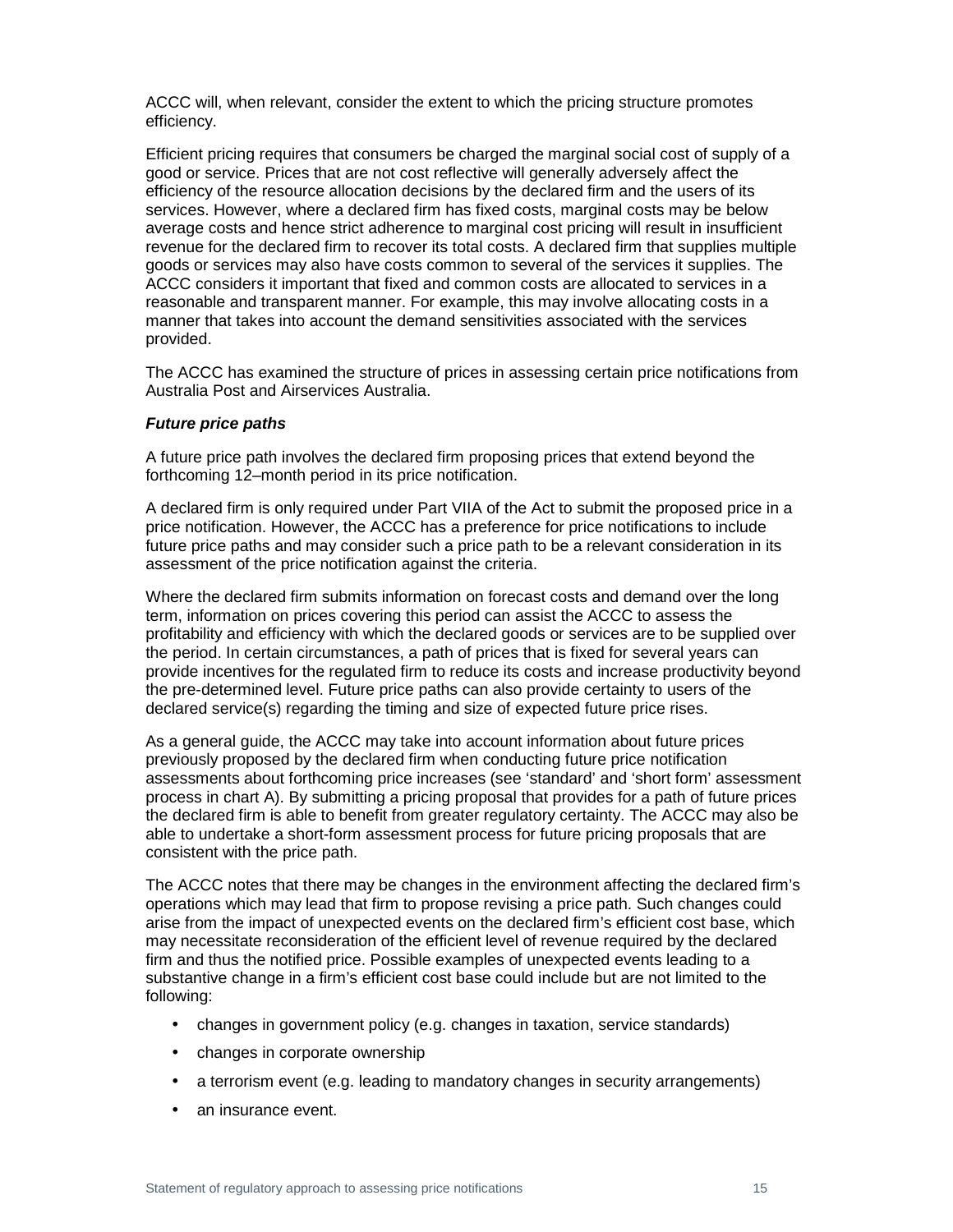ACCC will, when relevant, consider the extent to which the pricing structure promotes efficiency.

Efficient pricing requires that consumers be charged the marginal social cost of supply of a good or service. Prices that are not cost reflective will generally adversely affect the efficiency of the resource allocation decisions by the declared firm and the users of its services. However, where a declared firm has fixed costs, marginal costs may be below average costs and hence strict adherence to marginal cost pricing will result in insufficient revenue for the declared firm to recover its total costs. A declared firm that supplies multiple goods or services may also have costs common to several of the services it supplies. The ACCC considers it important that fixed and common costs are allocated to services in a reasonable and transparent manner. For example, this may involve allocating costs in a manner that takes into account the demand sensitivities associated with the services provided.

The ACCC has examined the structure of prices in assessing certain price notifications from Australia Post and Airservices Australia.

***Future price paths***

A future price path involves the declared firm proposing prices that extend beyond the forthcoming 12–month period in its price notification.

A declared firm is only required under Part VIIA of the Act to submit the proposed price in a price notification. However, the ACCC has a preference for price notifications to include future price paths and may consider such a price path to be a relevant consideration in its assessment of the price notification against the criteria.

Where the declared firm submits information on forecast costs and demand over the long term, information on prices covering this period can assist the ACCC to assess the profitability and efficiency with which the declared goods or services are to be supplied over the period. In certain circumstances, a path of prices that is fixed for several years can provide incentives for the regulated firm to reduce its costs and increase productivity beyond the pre-determined level. Future price paths can also provide certainty to users of the declared service(s) regarding the timing and size of expected future price rises.

As a general guide, the ACCC may take into account information about future prices previously proposed by the declared firm when conducting future price notification assessments about forthcoming price increases (see 'standard' and 'short form' assessment process in chart A). By submitting a pricing proposal that provides for a path of future prices the declared firm is able to benefit from greater regulatory certainty. The ACCC may also be able to undertake a short-form assessment process for future pricing proposals that are consistent with the price path.

The ACCC notes that there may be changes in the environment affecting the declared firm's operations which may lead that firm to propose revising a price path. Such changes could arise from the impact of unexpected events on the declared firm's efficient cost base, which may necessitate reconsideration of the efficient level of revenue required by the declared firm and thus the notified price. Possible examples of unexpected events leading to a substantive change in a firm's efficient cost base could include but are not limited to the following:

- changes in government policy (e.g. changes in taxation, service standards)
- changes in corporate ownership
- a terrorism event (e.g. leading to mandatory changes in security arrangements)
- an insurance event.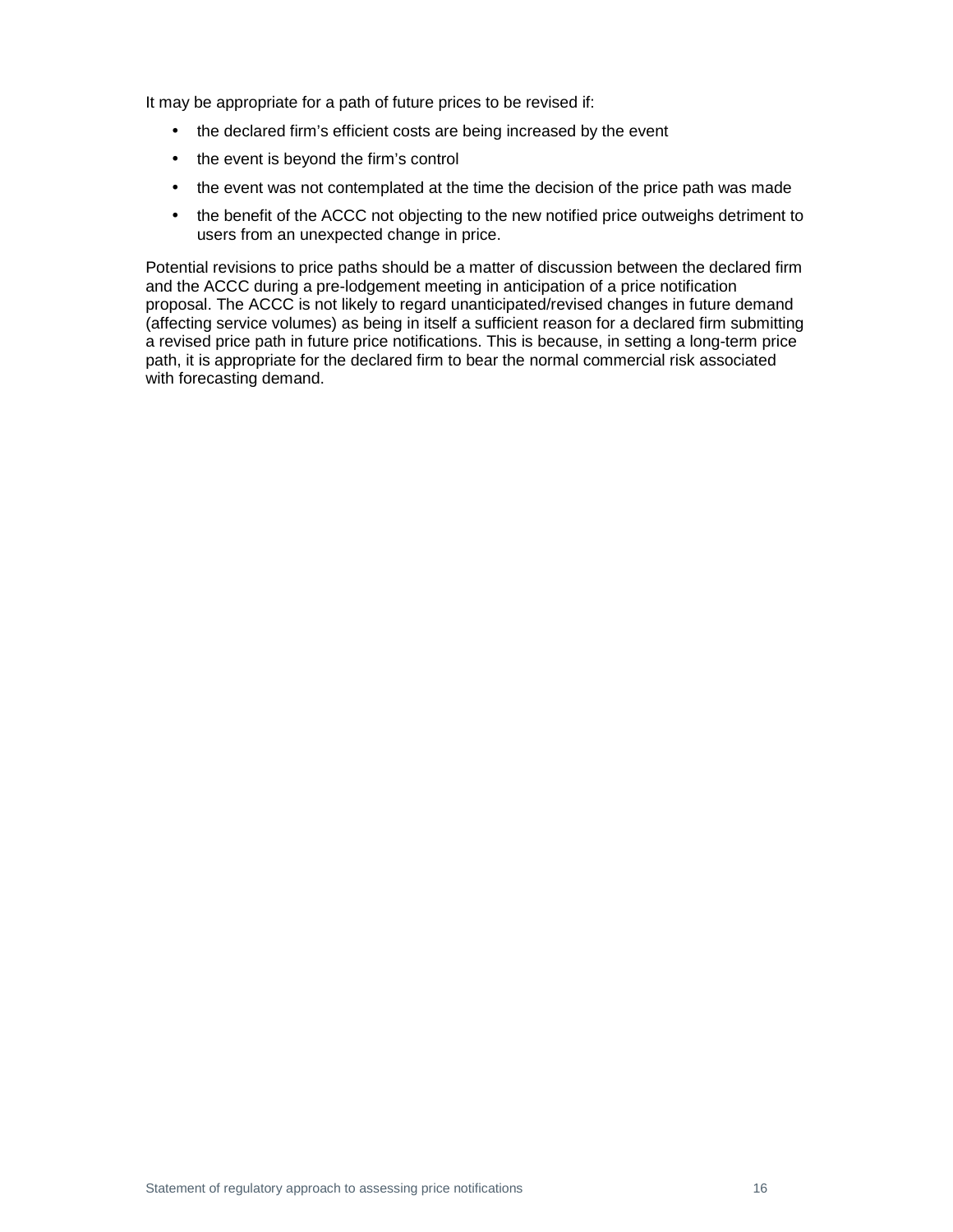It may be appropriate for a path of future prices to be revised if:

- the declared firm's efficient costs are being increased by the event
- the event is beyond the firm's control
- the event was not contemplated at the time the decision of the price path was made
- the benefit of the ACCC not objecting to the new notified price outweighs detriment to users from an unexpected change in price.

Potential revisions to price paths should be a matter of discussion between the declared firm and the ACCC during a pre-lodgement meeting in anticipation of a price notification proposal. The ACCC is not likely to regard unanticipated/revised changes in future demand (affecting service volumes) as being in itself a sufficient reason for a declared firm submitting a revised price path in future price notifications. This is because, in setting a long-term price path, it is appropriate for the declared firm to bear the normal commercial risk associated with forecasting demand.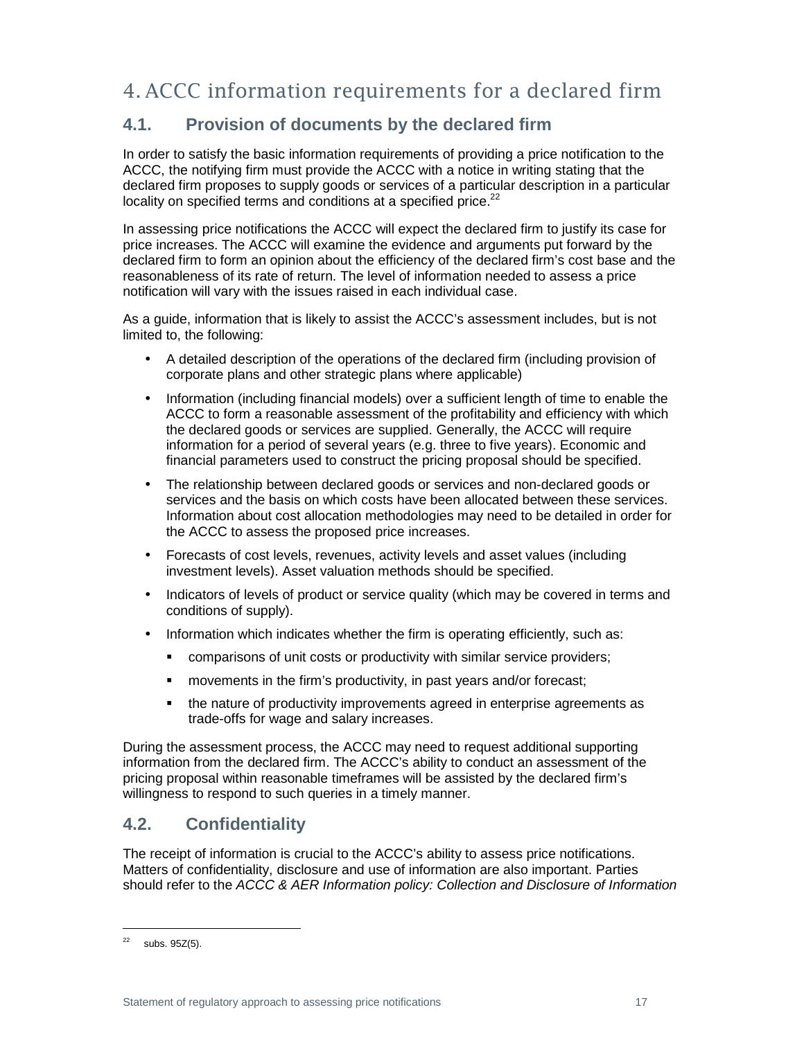# 4. ACCC information requirements for a declared firm

## 4.1. Provision of documents by the declared firm

In order to satisfy the basic information requirements of providing a price notification to the ACCC, the notifying firm must provide the ACCC with a notice in writing stating that the declared firm proposes to supply goods or services of a particular description in a particular locality on specified terms and conditions at a specified price.[22]

In assessing price notifications the ACCC will expect the declared firm to justify its case for price increases. The ACCC will examine the evidence and arguments put forward by the declared firm to form an opinion about the efficiency of the declared firm's cost base and the reasonableness of its rate of return. The level of information needed to assess a price notification will vary with the issues raised in each individual case.

As a guide, information that is likely to assist the ACCC's assessment includes, but is not limited to, the following:

- A detailed description of the operations of the declared firm (including provision of corporate plans and other strategic plans where applicable)
- Information (including financial models) over a sufficient length of time to enable the ACCC to form a reasonable assessment of the profitability and efficiency with which the declared goods or services are supplied. Generally, the ACCC will require information for a period of several years (e.g. three to five years). Economic and financial parameters used to construct the pricing proposal should be specified.
- The relationship between declared goods or services and non-declared goods or services and the basis on which costs have been allocated between these services. Information about cost allocation methodologies may need to be detailed in order for the ACCC to assess the proposed price increases.
- Forecasts of cost levels, revenues, activity levels and asset values (including investment levels). Asset valuation methods should be specified.
- Indicators of levels of product or service quality (which may be covered in terms and conditions of supply).
- Information which indicates whether the firm is operating efficiently, such as:
  - comparisons of unit costs or productivity with similar service providers;
  - movements in the firm's productivity, in past years and/or forecast;
  - the nature of productivity improvements agreed in enterprise agreements as trade-offs for wage and salary increases.

During the assessment process, the ACCC may need to request additional supporting information from the declared firm. The ACCC's ability to conduct an assessment of the pricing proposal within reasonable timeframes will be assisted by the declared firm's willingness to respond to such queries in a timely manner.

## 4.2. Confidentiality

The receipt of information is crucial to the ACCC's ability to assess price notifications. Matters of confidentiality, disclosure and use of information are also important. Parties should refer to the *ACCC & AER Information policy: Collection and Disclosure of Information*

[22] subs. 95Z(5).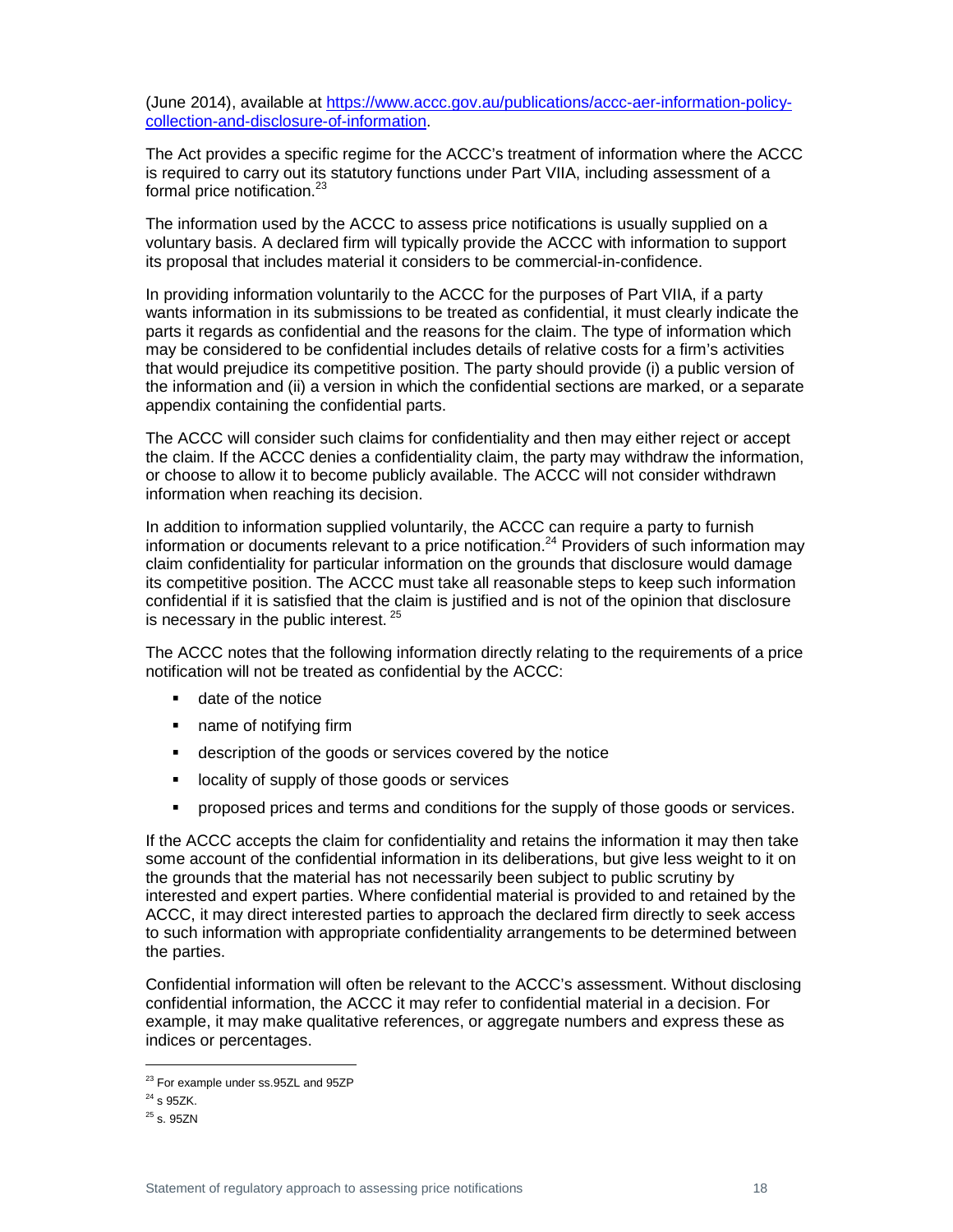(June 2014), available at [https://www.accc.gov.au/publications/accc-aer-information-policy-collection-and-disclosure-of-information](https://www.accc.gov.au/publications/accc-aer-information-policy-collection-and-disclosure-of-information).

The Act provides a specific regime for the ACCC's treatment of information where the ACCC is required to carry out its statutory functions under Part VIIA, including assessment of a formal price notification.[23]

The information used by the ACCC to assess price notifications is usually supplied on a voluntary basis. A declared firm will typically provide the ACCC with information to support its proposal that includes material it considers to be commercial-in-confidence.

In providing information voluntarily to the ACCC for the purposes of Part VIIA, if a party wants information in its submissions to be treated as confidential, it must clearly indicate the parts it regards as confidential and the reasons for the claim. The type of information which may be considered to be confidential includes details of relative costs for a firm's activities that would prejudice its competitive position. The party should provide (i) a public version of the information and (ii) a version in which the confidential sections are marked, or a separate appendix containing the confidential parts.

The ACCC will consider such claims for confidentiality and then may either reject or accept the claim. If the ACCC denies a confidentiality claim, the party may withdraw the information, or choose to allow it to become publicly available. The ACCC will not consider withdrawn information when reaching its decision.

In addition to information supplied voluntarily, the ACCC can require a party to furnish information or documents relevant to a price notification.[24] Providers of such information may claim confidentiality for particular information on the grounds that disclosure would damage its competitive position. The ACCC must take all reasonable steps to keep such information confidential if it is satisfied that the claim is justified and is not of the opinion that disclosure is necessary in the public interest.[25]

The ACCC notes that the following information directly relating to the requirements of a price notification will not be treated as confidential by the ACCC:

- date of the notice
- name of notifying firm
- description of the goods or services covered by the notice
- locality of supply of those goods or services
- proposed prices and terms and conditions for the supply of those goods or services.

If the ACCC accepts the claim for confidentiality and retains the information it may then take some account of the confidential information in its deliberations, but give less weight to it on the grounds that the material has not necessarily been subject to public scrutiny by interested and expert parties. Where confidential material is provided to and retained by the ACCC, it may direct interested parties to approach the declared firm directly to seek access to such information with appropriate confidentiality arrangements to be determined between the parties.

Confidential information will often be relevant to the ACCC's assessment. Without disclosing confidential information, the ACCC it may refer to confidential material in a decision. For example, it may make qualitative references, or aggregate numbers and express these as indices or percentages.

---

[23] For example under ss.95ZL and 95ZP

[24] s 95ZK.

[25] s. 95ZN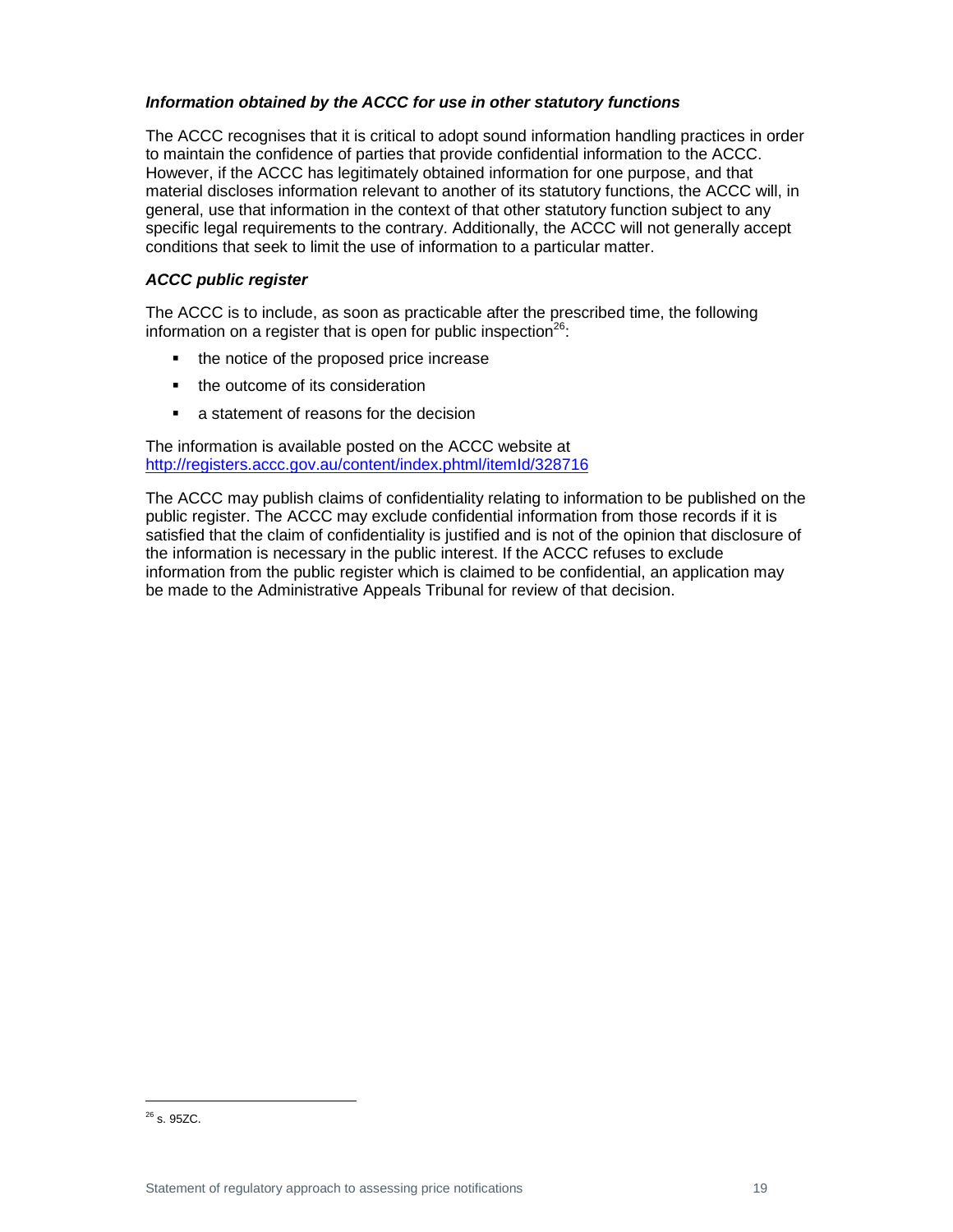### *Information obtained by the ACCC for use in other statutory functions*

The ACCC recognises that it is critical to adopt sound information handling practices in order to maintain the confidence of parties that provide confidential information to the ACCC. However, if the ACCC has legitimately obtained information for one purpose, and that material discloses information relevant to another of its statutory functions, the ACCC will, in general, use that information in the context of that other statutory function subject to any specific legal requirements to the contrary. Additionally, the ACCC will not generally accept conditions that seek to limit the use of information to a particular matter.

### *ACCC public register*

The ACCC is to include, as soon as practicable after the prescribed time, the following information on a register that is open for public inspection[26]:

- the notice of the proposed price increase
- the outcome of its consideration
- a statement of reasons for the decision

The information is available posted on the ACCC website at http://registers.accc.gov.au/content/index.phtml/itemId/328716

The ACCC may publish claims of confidentiality relating to information to be published on the public register. The ACCC may exclude confidential information from those records if it is satisfied that the claim of confidentiality is justified and is not of the opinion that disclosure of the information is necessary in the public interest. If the ACCC refuses to exclude information from the public register which is claimed to be confidential, an application may be made to the Administrative Appeals Tribunal for review of that decision.

---

[26] s. 95ZC.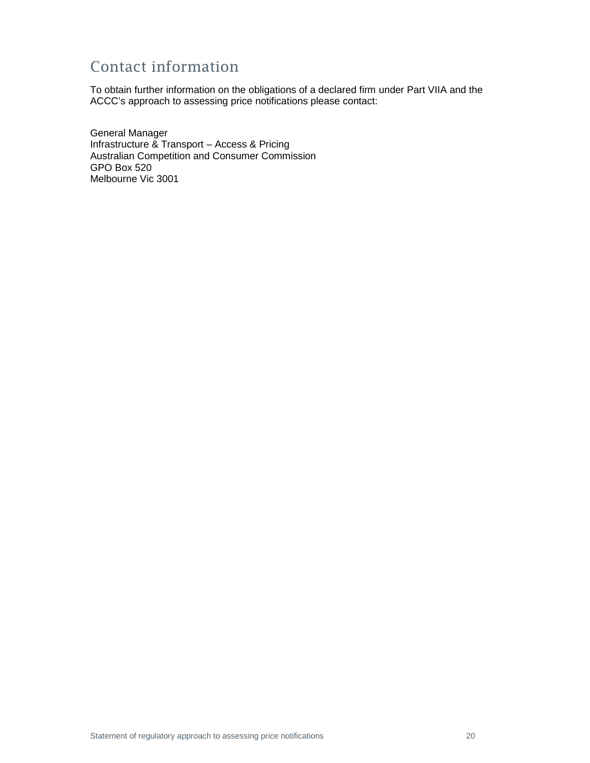# Contact information

To obtain further information on the obligations of a declared firm under Part VIIA and the ACCC's approach to assessing price notifications please contact:

General Manager  
Infrastructure & Transport – Access & Pricing  
Australian Competition and Consumer Commission  
GPO Box 520  
Melbourne Vic 3001